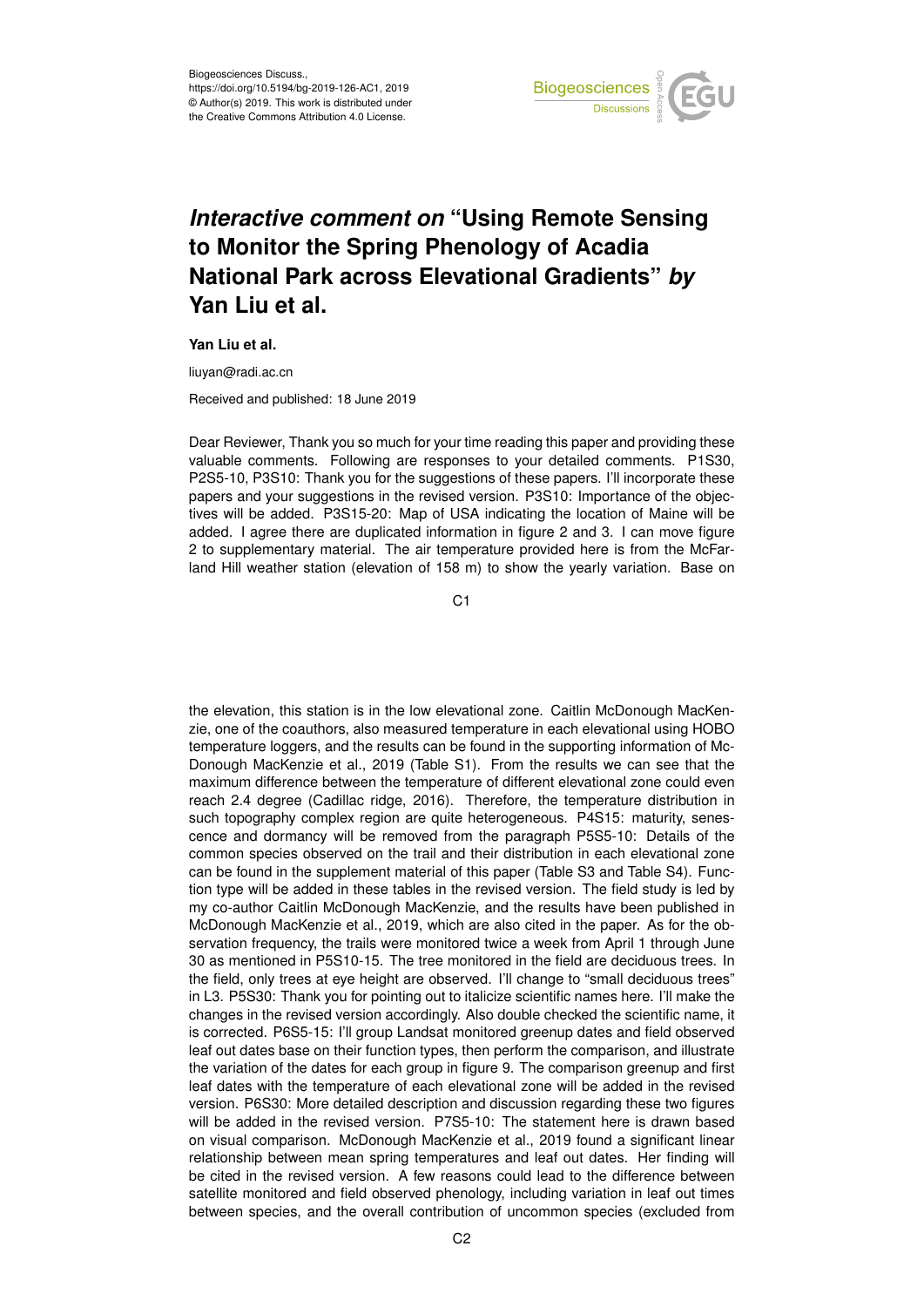Biogeosciences Discuss.,
https://doi.org/10.5194/bg-2019-126-AC1, 2019
© Author(s) 2019. This work is distributed under
the Creative Commons Attribution 4.0 License.

# *Interactive comment on* "Using Remote Sensing to Monitor the Spring Phenology of Acadia National Park across Elevational Gradients" *by* Yan Liu et al.

**Yan Liu et al.**

liuyan@radi.ac.cn

Received and published: 18 June 2019

Dear Reviewer, Thank you so much for your time reading this paper and providing these valuable comments. Following are responses to your detailed comments. P1S30, P2S5-10, P3S10: Thank you for the suggestions of these papers. I'll incorporate these papers and your suggestions in the revised version. P3S10: Importance of the objectives will be added. P3S15-20: Map of USA indicating the location of Maine will be added. I agree there are duplicated information in figure 2 and 3. I can move figure 2 to supplementary material. The air temperature provided here is from the McFarland Hill weather station (elevation of 158 m) to show the yearly variation. Base on the elevation, this station is in the low elevational zone. Caitlin McDonough MacKenzie, one of the coauthors, also measured temperature in each elevational using HOBO temperature loggers, and the results can be found in the supporting information of McDonough MacKenzie et al., 2019 (Table S1). From the results we can see that the maximum difference between the temperature of different elevational zone could even reach 2.4 degree (Cadillac ridge, 2016). Therefore, the temperature distribution in such topography complex region are quite heterogeneous. P4S15: maturity, senescence and dormancy will be removed from the paragraph P5S5-10: Details of the common species observed on the trail and their distribution in each elevational zone can be found in the supplement material of this paper (Table S3 and Table S4). Function type will be added in these tables in the revised version. The field study is led by my co-author Caitlin McDonough MacKenzie, and the results have been published in McDonough MacKenzie et al., 2019, which are also cited in the paper. As for the observation frequency, the trails were monitored twice a week from April 1 through June 30 as mentioned in P5S10-15. The tree monitored in the field are deciduous trees. In the field, only trees at eye height are observed. I'll change to "small deciduous trees" in L3. P5S30: Thank you for pointing out to italicize scientific names here. I'll make the changes in the revised version accordingly. Also double checked the scientific name, it is corrected. P6S5-15: I'll group Landsat monitored greenup dates and field observed leaf out dates base on their function types, then perform the comparison, and illustrate the variation of the dates for each group in figure 9. The comparison greenup and first leaf dates with the temperature of each elevational zone will be added in the revised version. P6S30: More detailed description and discussion regarding these two figures will be added in the revised version. P7S5-10: The statement here is drawn based on visual comparison. McDonough MacKenzie et al., 2019 found a significant linear relationship between mean spring temperatures and leaf out dates. Her finding will be cited in the revised version. A few reasons could lead to the difference between satellite monitored and field observed phenology, including variation in leaf out times between species, and the overall contribution of uncommon species (excluded from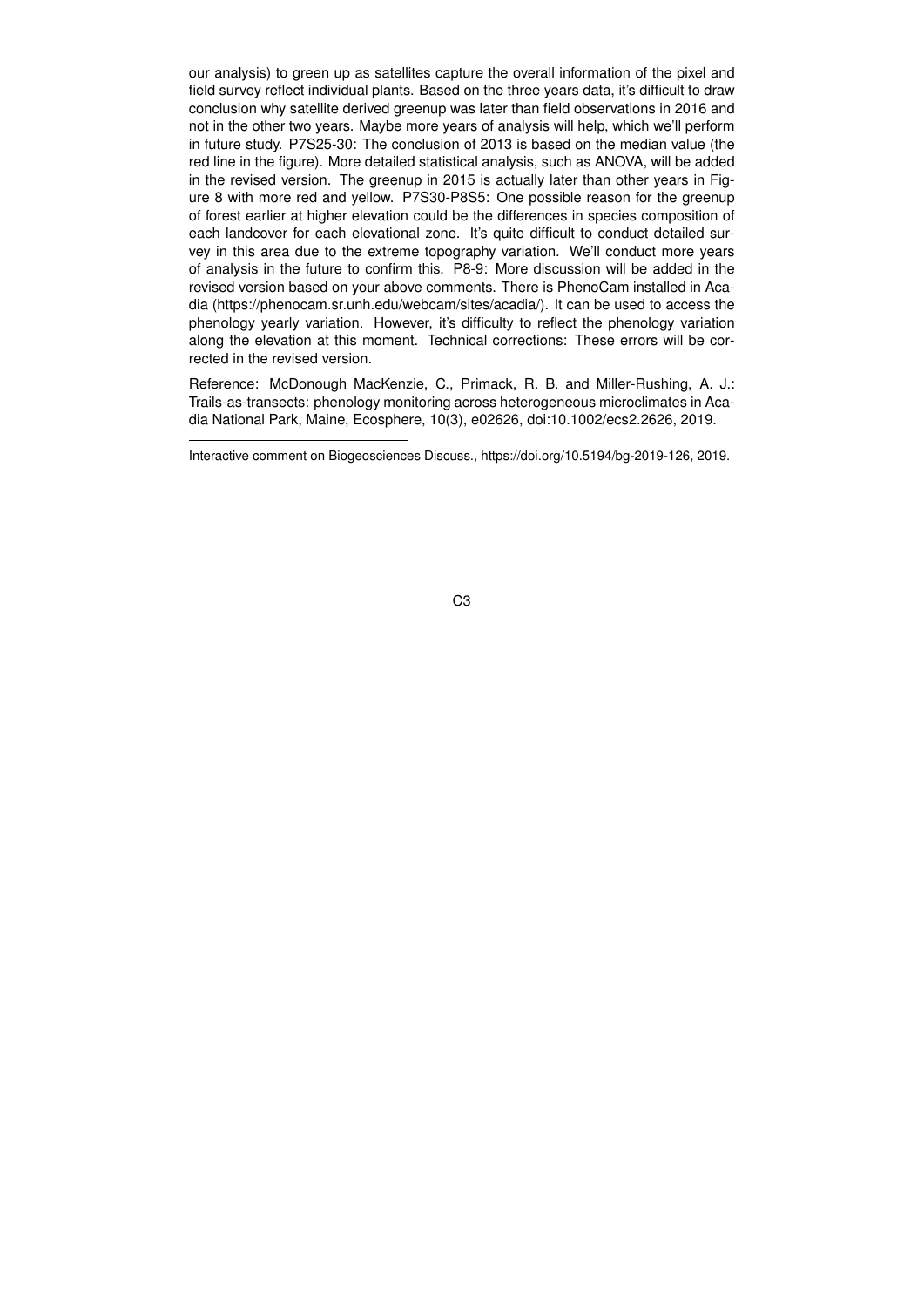our analysis) to green up as satellites capture the overall information of the pixel and field survey reflect individual plants. Based on the three years data, it's difficult to draw conclusion why satellite derived greenup was later than field observations in 2016 and not in the other two years. Maybe more years of analysis will help, which we'll perform in future study. P7S25-30: The conclusion of 2013 is based on the median value (the red line in the figure). More detailed statistical analysis, such as ANOVA, will be added in the revised version. The greenup in 2015 is actually later than other years in Figure 8 with more red and yellow. P7S30-P8S5: One possible reason for the greenup of forest earlier at higher elevation could be the differences in species composition of each landcover for each elevational zone. It's quite difficult to conduct detailed survey in this area due to the extreme topography variation. We'll conduct more years of analysis in the future to confirm this. P8-9: More discussion will be added in the revised version based on your above comments. There is PhenoCam installed in Acadia (https://phenocam.sr.unh.edu/webcam/sites/acadia/). It can be used to access the phenology yearly variation. However, it's difficulty to reflect the phenology variation along the elevation at this moment. Technical corrections: These errors will be corrected in the revised version.

Reference: McDonough MacKenzie, C., Primack, R. B. and Miller-Rushing, A. J.: Trails-as-transects: phenology monitoring across heterogeneous microclimates in Acadia National Park, Maine, Ecosphere, 10(3), e02626, doi:10.1002/ecs2.2626, 2019.

---

Interactive comment on Biogeosciences Discuss., https://doi.org/10.5194/bg-2019-126, 2019.